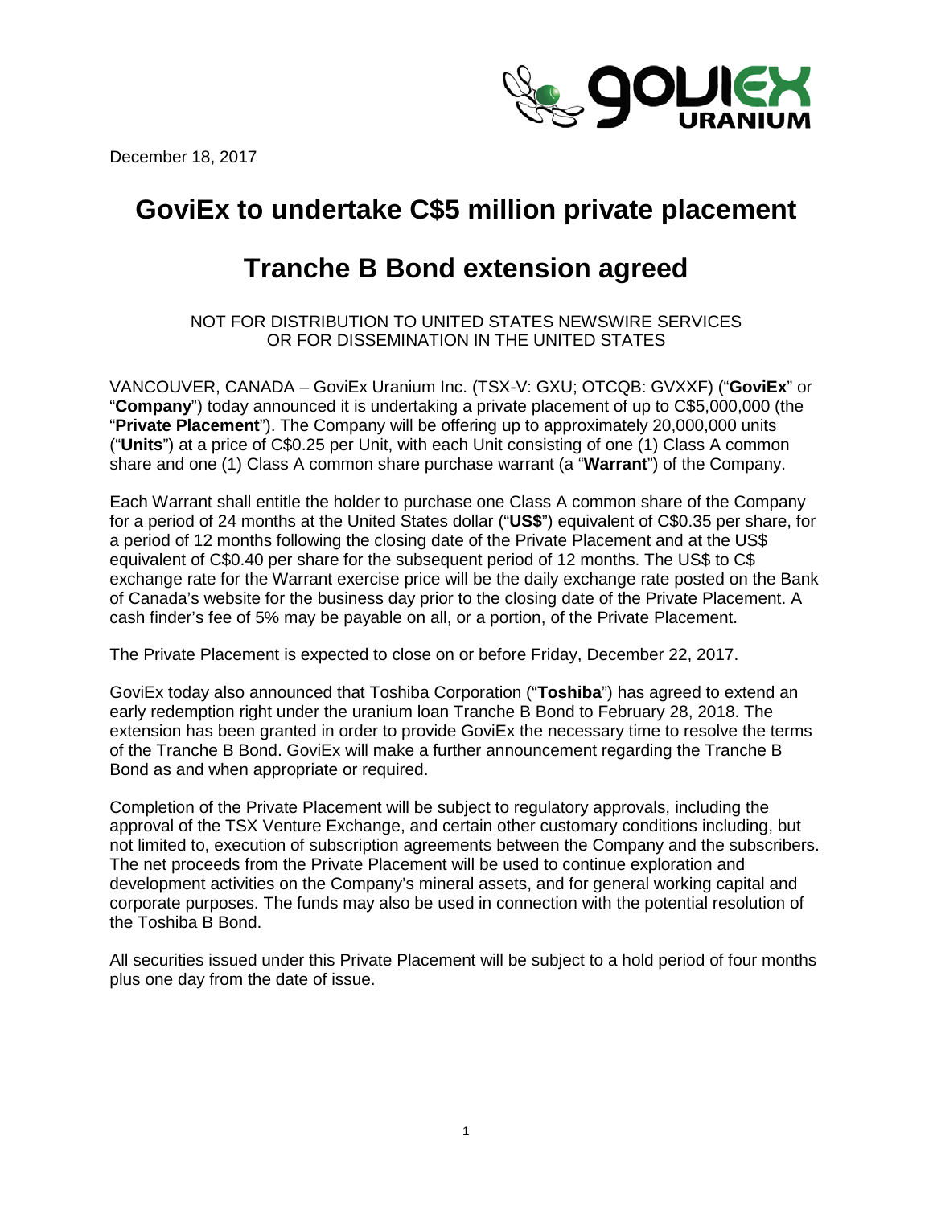December 18, 2017

# GoviEx to undertake C$5 million private placement

# Tranche B Bond extension agreed

NOT FOR DISTRIBUTION TO UNITED STATES NEWSWIRE SERVICES
OR FOR DISSEMINATION IN THE UNITED STATES

VANCOUVER, CANADA – GoviEx Uranium Inc. (TSX-V: GXU; OTCQB: GVXXF) ("**GoviEx**" or "**Company**") today announced it is undertaking a private placement of up to C$5,000,000 (the "**Private Placement**"). The Company will be offering up to approximately 20,000,000 units ("**Units**") at a price of C$0.25 per Unit, with each Unit consisting of one (1) Class A common share and one (1) Class A common share purchase warrant (a "**Warrant**") of the Company.

Each Warrant shall entitle the holder to purchase one Class A common share of the Company for a period of 24 months at the United States dollar ("**US$**") equivalent of C$0.35 per share, for a period of 12 months following the closing date of the Private Placement and at the US$ equivalent of C$0.40 per share for the subsequent period of 12 months. The US$ to C$ exchange rate for the Warrant exercise price will be the daily exchange rate posted on the Bank of Canada's website for the business day prior to the closing date of the Private Placement. A cash finder's fee of 5% may be payable on all, or a portion, of the Private Placement.

The Private Placement is expected to close on or before Friday, December 22, 2017.

GoviEx today also announced that Toshiba Corporation ("**Toshiba**") has agreed to extend an early redemption right under the uranium loan Tranche B Bond to February 28, 2018. The extension has been granted in order to provide GoviEx the necessary time to resolve the terms of the Tranche B Bond. GoviEx will make a further announcement regarding the Tranche B Bond as and when appropriate or required.

Completion of the Private Placement will be subject to regulatory approvals, including the approval of the TSX Venture Exchange, and certain other customary conditions including, but not limited to, execution of subscription agreements between the Company and the subscribers. The net proceeds from the Private Placement will be used to continue exploration and development activities on the Company's mineral assets, and for general working capital and corporate purposes. The funds may also be used in connection with the potential resolution of the Toshiba B Bond.

All securities issued under this Private Placement will be subject to a hold period of four months plus one day from the date of issue.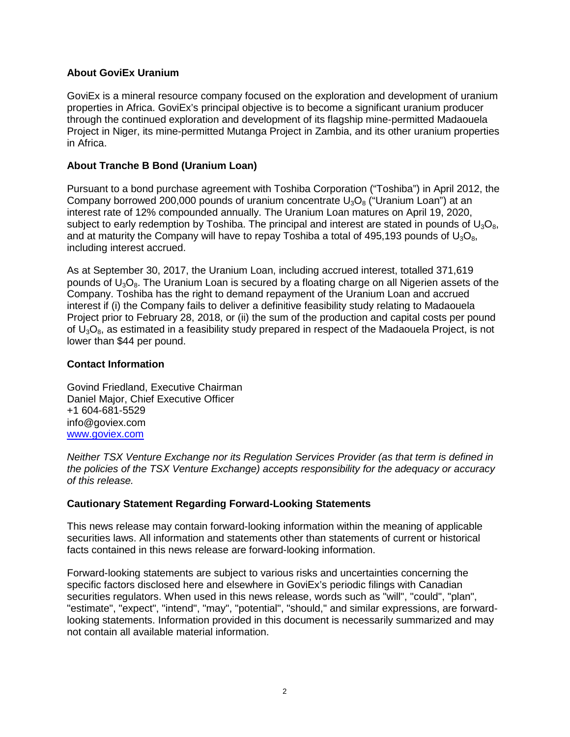## About GoviEx Uranium

GoviEx is a mineral resource company focused on the exploration and development of uranium properties in Africa. GoviEx's principal objective is to become a significant uranium producer through the continued exploration and development of its flagship mine-permitted Madaouela Project in Niger, its mine-permitted Mutanga Project in Zambia, and its other uranium properties in Africa.

## About Tranche B Bond (Uranium Loan)

Pursuant to a bond purchase agreement with Toshiba Corporation ("Toshiba") in April 2012, the Company borrowed 200,000 pounds of uranium concentrate $U_3O_8$ ("Uranium Loan") at an interest rate of 12% compounded annually. The Uranium Loan matures on April 19, 2020, subject to early redemption by Toshiba. The principal and interest are stated in pounds of $U_3O_8$, and at maturity the Company will have to repay Toshiba a total of 495,193 pounds of $U_3O_8$, including interest accrued.

As at September 30, 2017, the Uranium Loan, including accrued interest, totalled 371,619 pounds of $U_3O_8$. The Uranium Loan is secured by a floating charge on all Nigerien assets of the Company. Toshiba has the right to demand repayment of the Uranium Loan and accrued interest if (i) the Company fails to deliver a definitive feasibility study relating to Madaouela Project prior to February 28, 2018, or (ii) the sum of the production and capital costs per pound of $U_3O_8$, as estimated in a feasibility study prepared in respect of the Madaouela Project, is not lower than $44 per pound.

## Contact Information

Govind Friedland, Executive Chairman
Daniel Major, Chief Executive Officer
+1 604-681-5529
info@goviex.com
[www.goviex.com](http://www.goviex.com)

*Neither TSX Venture Exchange nor its Regulation Services Provider (as that term is defined in the policies of the TSX Venture Exchange) accepts responsibility for the adequacy or accuracy of this release.*

## Cautionary Statement Regarding Forward-Looking Statements

This news release may contain forward-looking information within the meaning of applicable securities laws. All information and statements other than statements of current or historical facts contained in this news release are forward-looking information.

Forward-looking statements are subject to various risks and uncertainties concerning the specific factors disclosed here and elsewhere in GoviEx's periodic filings with Canadian securities regulators. When used in this news release, words such as "will", "could", "plan", "estimate", "expect", "intend", "may", "potential", "should," and similar expressions, are forward-looking statements. Information provided in this document is necessarily summarized and may not contain all available material information.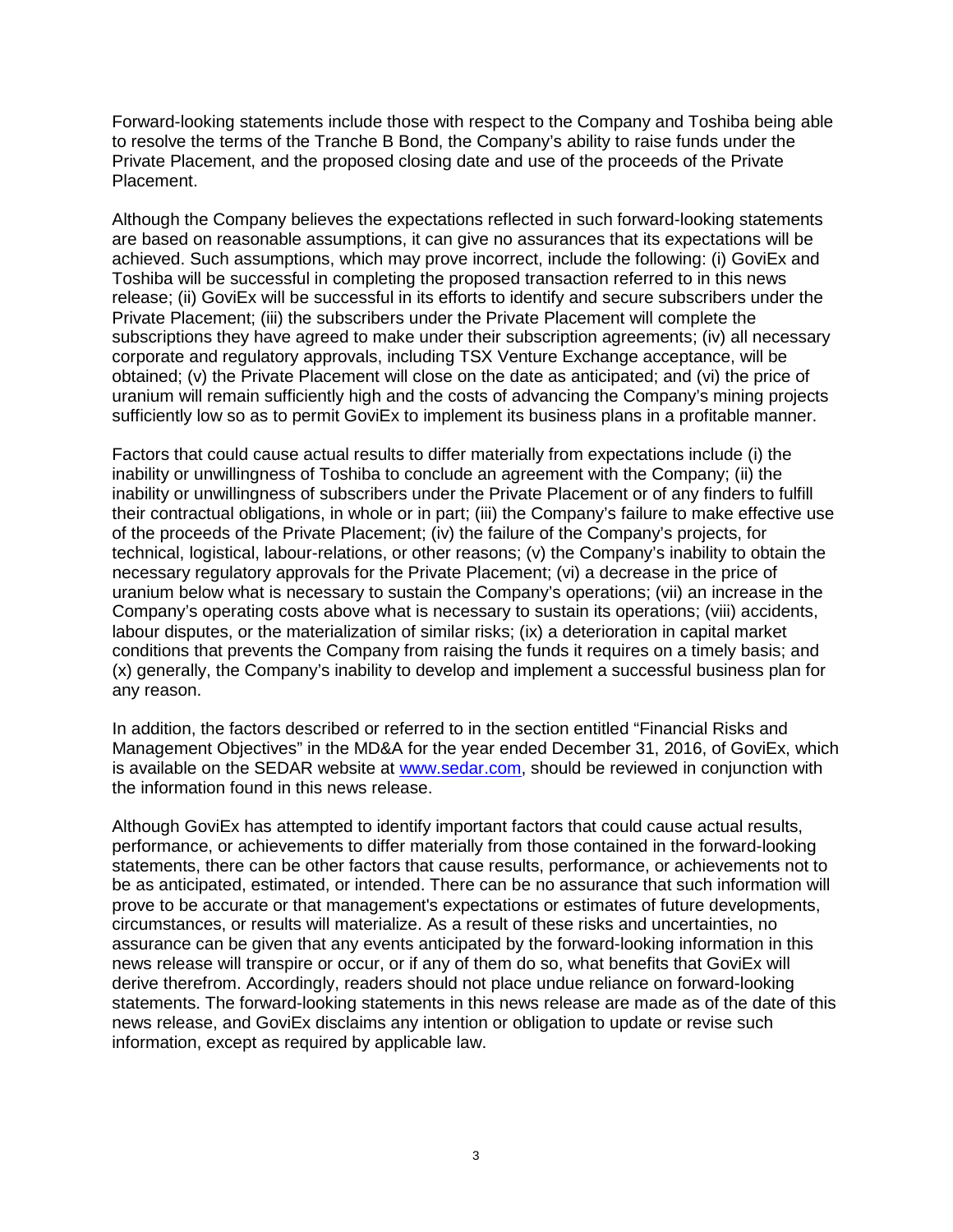Forward-looking statements include those with respect to the Company and Toshiba being able to resolve the terms of the Tranche B Bond, the Company's ability to raise funds under the Private Placement, and the proposed closing date and use of the proceeds of the Private Placement.

Although the Company believes the expectations reflected in such forward-looking statements are based on reasonable assumptions, it can give no assurances that its expectations will be achieved. Such assumptions, which may prove incorrect, include the following: (i) GoviEx and Toshiba will be successful in completing the proposed transaction referred to in this news release; (ii) GoviEx will be successful in its efforts to identify and secure subscribers under the Private Placement; (iii) the subscribers under the Private Placement will complete the subscriptions they have agreed to make under their subscription agreements; (iv) all necessary corporate and regulatory approvals, including TSX Venture Exchange acceptance, will be obtained; (v) the Private Placement will close on the date as anticipated; and (vi) the price of uranium will remain sufficiently high and the costs of advancing the Company's mining projects sufficiently low so as to permit GoviEx to implement its business plans in a profitable manner.

Factors that could cause actual results to differ materially from expectations include (i) the inability or unwillingness of Toshiba to conclude an agreement with the Company; (ii) the inability or unwillingness of subscribers under the Private Placement or of any finders to fulfill their contractual obligations, in whole or in part; (iii) the Company's failure to make effective use of the proceeds of the Private Placement; (iv) the failure of the Company's projects, for technical, logistical, labour-relations, or other reasons; (v) the Company's inability to obtain the necessary regulatory approvals for the Private Placement; (vi) a decrease in the price of uranium below what is necessary to sustain the Company's operations; (vii) an increase in the Company's operating costs above what is necessary to sustain its operations; (viii) accidents, labour disputes, or the materialization of similar risks; (ix) a deterioration in capital market conditions that prevents the Company from raising the funds it requires on a timely basis; and (x) generally, the Company's inability to develop and implement a successful business plan for any reason.

In addition, the factors described or referred to in the section entitled "Financial Risks and Management Objectives" in the MD&A for the year ended December 31, 2016, of GoviEx, which is available on the SEDAR website at [www.sedar.com](http://www.sedar.com), should be reviewed in conjunction with the information found in this news release.

Although GoviEx has attempted to identify important factors that could cause actual results, performance, or achievements to differ materially from those contained in the forward-looking statements, there can be other factors that cause results, performance, or achievements not to be as anticipated, estimated, or intended. There can be no assurance that such information will prove to be accurate or that management's expectations or estimates of future developments, circumstances, or results will materialize. As a result of these risks and uncertainties, no assurance can be given that any events anticipated by the forward-looking information in this news release will transpire or occur, or if any of them do so, what benefits that GoviEx will derive therefrom. Accordingly, readers should not place undue reliance on forward-looking statements. The forward-looking statements in this news release are made as of the date of this news release, and GoviEx disclaims any intention or obligation to update or revise such information, except as required by applicable law.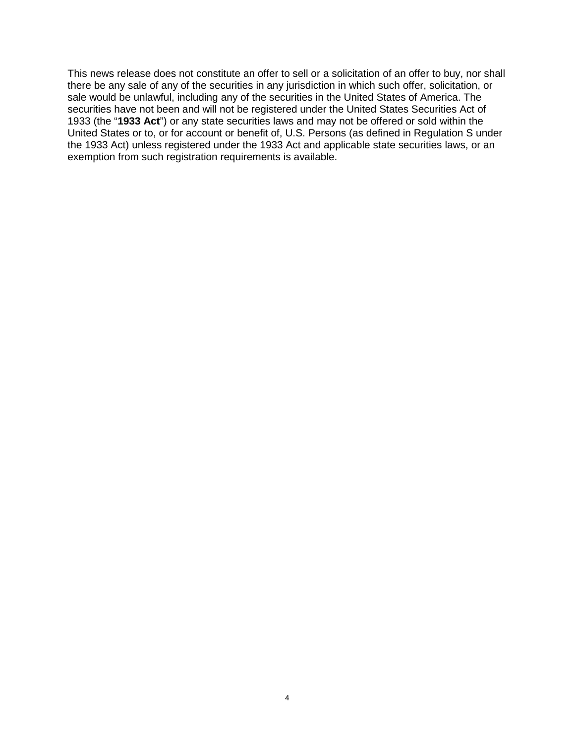This news release does not constitute an offer to sell or a solicitation of an offer to buy, nor shall there be any sale of any of the securities in any jurisdiction in which such offer, solicitation, or sale would be unlawful, including any of the securities in the United States of America. The securities have not been and will not be registered under the United States Securities Act of 1933 (the "**1933 Act**") or any state securities laws and may not be offered or sold within the United States or to, or for account or benefit of, U.S. Persons (as defined in Regulation S under the 1933 Act) unless registered under the 1933 Act and applicable state securities laws, or an exemption from such registration requirements is available.